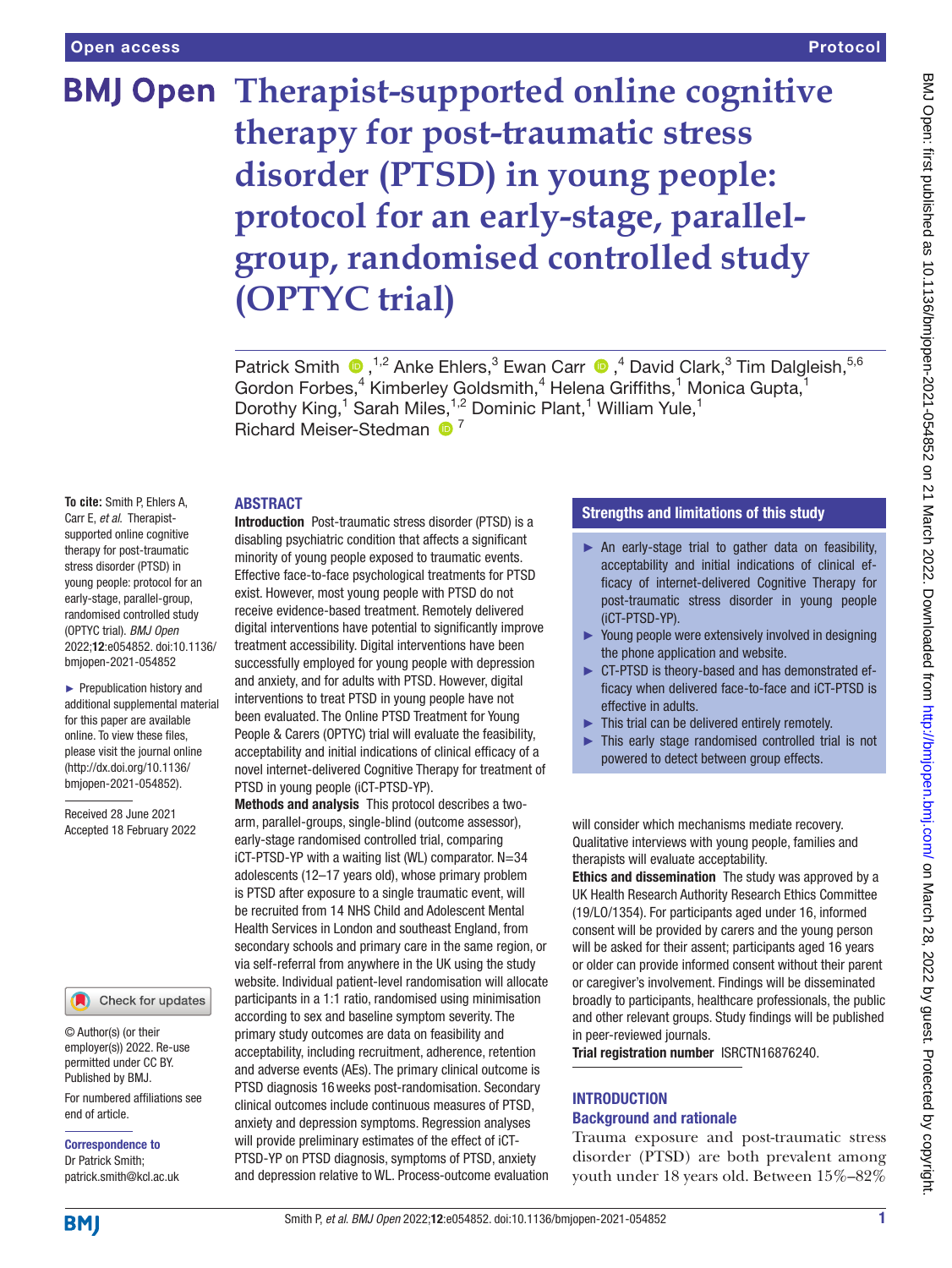# Therapist-supported online cognitive therapy for post-traumatic stress disorder (PTSD) in young people: protocol for an early-stage, parallel-group, randomised controlled study (OPTYC trial)

Patrick Smith ,[1,2] Anke Ehlers,[3] Ewan Carr ,[4] David Clark,[3] Tim Dalgleish,[5,6] Gordon Forbes,[4] Kimberley Goldsmith,[4] Helena Griffiths,[1] Monica Gupta,[1] Dorothy King,[1] Sarah Miles,[1,2] Dominic Plant,[1] William Yule,[1] Richard Meiser-Stedman [7]

**To cite:** Smith P, Ehlers A, Carr E, *et al*. Therapist-supported online cognitive therapy for post-traumatic stress disorder (PTSD) in young people: protocol for an early-stage, parallel-group, randomised controlled study (OPTYC trial). *BMJ Open* 2022;**12**:e054852. doi:10.1136/bmjopen-2021-054852

► Prepublication history and additional supplemental material for this paper are available online. To view these files, please visit the journal online (http://dx.doi.org/10.1136/bmjopen-2021-054852).

Received 28 June 2021
Accepted 18 February 2022

© Author(s) (or their employer(s)) 2022. Re-use permitted under CC BY. Published by BMJ.

For numbered affiliations see end of article.

**Correspondence to**
Dr Patrick Smith; patrick.smith@kcl.ac.uk

## ABSTRACT

**Introduction** Post-traumatic stress disorder (PTSD) is a disabling psychiatric condition that affects a significant minority of young people exposed to traumatic events. Effective face-to-face psychological treatments for PTSD exist. However, most young people with PTSD do not receive evidence-based treatment. Remotely delivered digital interventions have potential to significantly improve treatment accessibility. Digital interventions have been successfully employed for young people with depression and anxiety, and for adults with PTSD. However, digital interventions to treat PTSD in young people have not been evaluated. The Online PTSD Treatment for Young People & Carers (OPTYC) trial will evaluate the feasibility, acceptability and initial indications of clinical efficacy of a novel internet-delivered Cognitive Therapy for treatment of PTSD in young people (iCT-PTSD-YP).

**Methods and analysis** This protocol describes a two-arm, parallel-groups, single-blind (outcome assessor), early-stage randomised controlled trial, comparing iCT-PTSD-YP with a waiting list (WL) comparator. N=34 adolescents (12–17 years old), whose primary problem is PTSD after exposure to a single traumatic event, will be recruited from 14 NHS Child and Adolescent Mental Health Services in London and southeast England, from secondary schools and primary care in the same region, or via self-referral from anywhere in the UK using the study website. Individual patient-level randomisation will allocate participants in a 1:1 ratio, randomised using minimisation according to sex and baseline symptom severity. The primary study outcomes are data on feasibility and acceptability, including recruitment, adherence, retention and adverse events (AEs). The primary clinical outcome is PTSD diagnosis 16 weeks post-randomisation. Secondary clinical outcomes include continuous measures of PTSD, anxiety and depression symptoms. Regression analyses will provide preliminary estimates of the effect of iCT-PTSD-YP on PTSD diagnosis, symptoms of PTSD, anxiety and depression relative to WL. Process-outcome evaluation will consider which mechanisms mediate recovery. Qualitative interviews with young people, families and therapists will evaluate acceptability.

**Ethics and dissemination** The study was approved by a UK Health Research Authority Research Ethics Committee (19/LO/1354). For participants aged under 16, informed consent will be provided by carers and the young person will be asked for their assent; participants aged 16 years or older can provide informed consent without their parent or caregiver's involvement. Findings will be disseminated broadly to participants, healthcare professionals, the public and other relevant groups. Study findings will be published in peer-reviewed journals.

**Trial registration number** ISRCTN16876240.

## Strengths and limitations of this study

- ► An early-stage trial to gather data on feasibility, acceptability and initial indications of clinical efficacy of internet-delivered Cognitive Therapy for post-traumatic stress disorder in young people (iCT-PTSD-YP).
- ► Young people were extensively involved in designing the phone application and website.
- ► CT-PTSD is theory-based and has demonstrated efficacy when delivered face-to-face and iCT-PTSD is effective in adults.
- ► This trial can be delivered entirely remotely.
- ► This early stage randomised controlled trial is not powered to detect between group effects.

## INTRODUCTION

### Background and rationale

Trauma exposure and post-traumatic stress disorder (PTSD) are both prevalent among youth under 18 years old. Between 15%–82%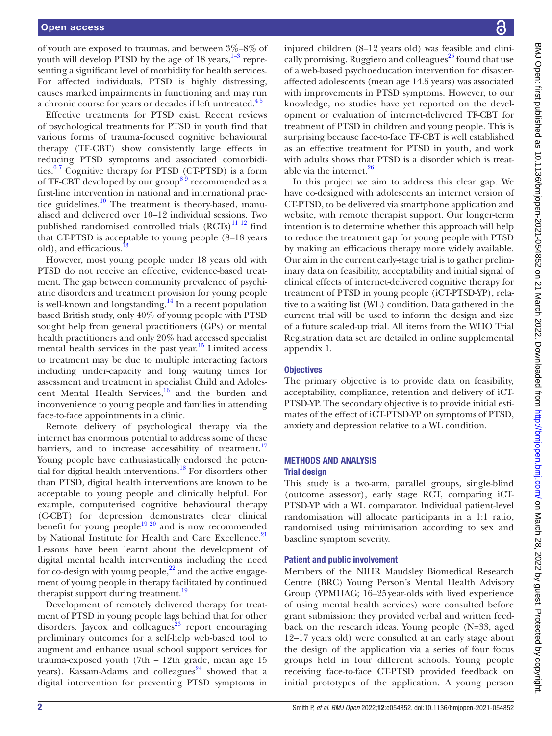of youth are exposed to traumas, and between 3%–8% of youth will develop PTSD by the age of 18 years,[1–3] representing a significant level of morbidity for health services. For affected individuals, PTSD is highly distressing, causes marked impairments in functioning and may run a chronic course for years or decades if left untreated.[4 5]

Effective treatments for PTSD exist. Recent reviews of psychological treatments for PTSD in youth find that various forms of trauma-focused cognitive behavioural therapy (TF-CBT) show consistently large effects in reducing PTSD symptoms and associated comorbidities.[6 7] Cognitive therapy for PTSD (CT-PTSD) is a form of TF-CBT developed by our group[8 9] recommended as a first-line intervention in national and international practice guidelines.[10] The treatment is theory-based, manualised and delivered over 10–12 individual sessions. Two published randomised controlled trials (RCTs)[11 12] find that CT-PTSD is acceptable to young people (8–18 years old), and efficacious.[13]

However, most young people under 18 years old with PTSD do not receive an effective, evidence-based treatment. The gap between community prevalence of psychiatric disorders and treatment provision for young people is well-known and longstanding.[14] In a recent population based British study, only 40% of young people with PTSD sought help from general practitioners (GPs) or mental health practitioners and only 20% had accessed specialist mental health services in the past year.[15] Limited access to treatment may be due to multiple interacting factors including under-capacity and long waiting times for assessment and treatment in specialist Child and Adolescent Mental Health Services,[16] and the burden and inconvenience to young people and families in attending face-to-face appointments in a clinic.

Remote delivery of psychological therapy via the internet has enormous potential to address some of these barriers, and to increase accessibility of treatment.[17] Young people have enthusiastically endorsed the potential for digital health interventions.[18] For disorders other than PTSD, digital health interventions are known to be acceptable to young people and clinically helpful. For example, computerised cognitive behavioural therapy (C-CBT) for depression demonstrates clear clinical benefit for young people[19 20] and is now recommended by National Institute for Health and Care Excellence.[21] Lessons have been learnt about the development of digital mental health interventions including the need for co-design with young people,[22] and the active engagement of young people in therapy facilitated by continued therapist support during treatment.[19]

Development of remotely delivered therapy for treatment of PTSD in young people lags behind that for other disorders. Jaycox and colleagues[23] report encouraging preliminary outcomes for a self-help web-based tool to augment and enhance usual school support services for trauma-exposed youth (7th – 12th grade, mean age 15 years). Kassam-Adams and colleagues[24] showed that a digital intervention for preventing PTSD symptoms in injured children (8–12 years old) was feasible and clinically promising. Ruggiero and colleagues[25] found that use of a web-based psychoeducation intervention for disaster-affected adolescents (mean age 14.5 years) was associated with improvements in PTSD symptoms. However, to our knowledge, no studies have yet reported on the development or evaluation of internet-delivered TF-CBT for treatment of PTSD in children and young people. This is surprising because face-to-face TF-CBT is well established as an effective treatment for PTSD in youth, and work with adults shows that PTSD is a disorder which is treatable via the internet.[26]

In this project we aim to address this clear gap. We have co-designed with adolescents an internet version of CT-PTSD, to be delivered via smartphone application and website, with remote therapist support. Our longer-term intention is to determine whether this approach will help to reduce the treatment gap for young people with PTSD by making an efficacious therapy more widely available. Our aim in the current early-stage trial is to gather preliminary data on feasibility, acceptability and initial signal of clinical effects of internet-delivered cognitive therapy for treatment of PTSD in young people (iCT-PTSD-YP), relative to a waiting list (WL) condition. Data gathered in the current trial will be used to inform the design and size of a future scaled-up trial. All items from the WHO Trial Registration data set are detailed in online supplemental appendix 1.

### Objectives

The primary objective is to provide data on feasibility, acceptability, compliance, retention and delivery of iCT-PTSD-YP. The secondary objective is to provide initial estimates of the effect of iCT-PTSD-YP on symptoms of PTSD, anxiety and depression relative to a WL condition.

## METHODS AND ANALYSIS

### Trial design

This study is a two-arm, parallel groups, single-blind (outcome assessor), early stage RCT, comparing iCT-PTSD-YP with a WL comparator. Individual patient-level randomisation will allocate participants in a 1:1 ratio, randomised using minimisation according to sex and baseline symptom severity.

### Patient and public involvement

Members of the NIHR Maudsley Biomedical Research Centre (BRC) Young Person's Mental Health Advisory Group (YPMHAG; 16–25 year-olds with lived experience of using mental health services) were consulted before grant submission: they provided verbal and written feedback on the research ideas. Young people (N=33, aged 12–17 years old) were consulted at an early stage about the design of the application via a series of four focus groups held in four different schools. Young people receiving face-to-face CT-PTSD provided feedback on initial prototypes of the application. A young person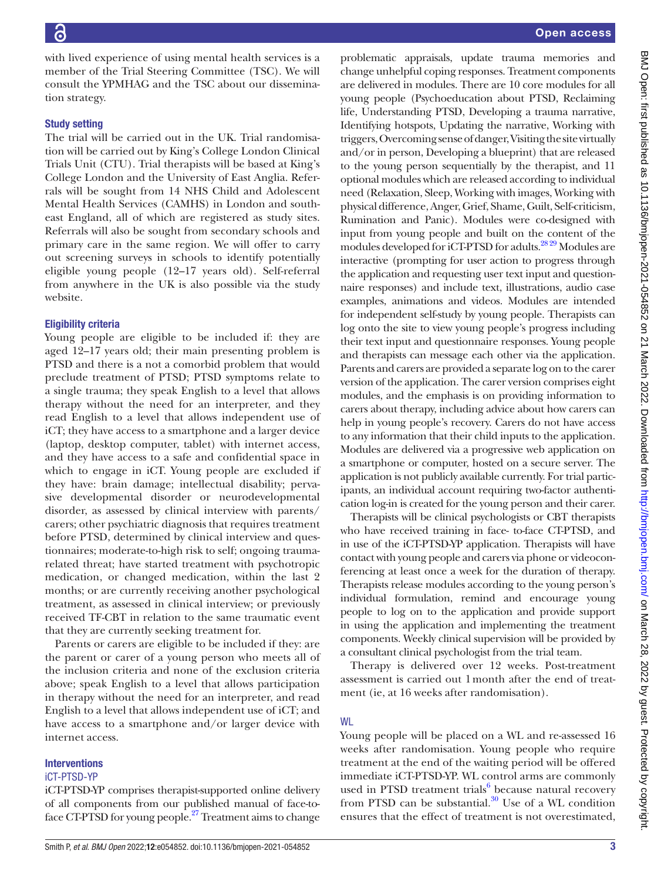with lived experience of using mental health services is a member of the Trial Steering Committee (TSC). We will consult the YPMHAG and the TSC about our dissemination strategy.

### Study setting

The trial will be carried out in the UK. Trial randomisation will be carried out by King's College London Clinical Trials Unit (CTU). Trial therapists will be based at King's College London and the University of East Anglia. Referrals will be sought from 14 NHS Child and Adolescent Mental Health Services (CAMHS) in London and south-east England, all of which are registered as study sites. Referrals will also be sought from secondary schools and primary care in the same region. We will offer to carry out screening surveys in schools to identify potentially eligible young people (12–17 years old). Self-referral from anywhere in the UK is also possible via the study website.

### Eligibility criteria

Young people are eligible to be included if: they are aged 12–17 years old; their main presenting problem is PTSD and there is a not a comorbid problem that would preclude treatment of PTSD; PTSD symptoms relate to a single trauma; they speak English to a level that allows therapy without the need for an interpreter, and they read English to a level that allows independent use of iCT; they have access to a smartphone and a larger device (laptop, desktop computer, tablet) with internet access, and they have access to a safe and confidential space in which to engage in iCT. Young people are excluded if they have: brain damage; intellectual disability; pervasive developmental disorder or neurodevelopmental disorder, as assessed by clinical interview with parents/carers; other psychiatric diagnosis that requires treatment before PTSD, determined by clinical interview and questionnaires; moderate-to-high risk to self; ongoing trauma-related threat; have started treatment with psychotropic medication, or changed medication, within the last 2 months; or are currently receiving another psychological treatment, as assessed in clinical interview; or previously received TF-CBT in relation to the same traumatic event that they are currently seeking treatment for.

Parents or carers are eligible to be included if they: are the parent or carer of a young person who meets all of the inclusion criteria and none of the exclusion criteria above; speak English to a level that allows participation in therapy without the need for an interpreter, and read English to a level that allows independent use of iCT; and have access to a smartphone and/or larger device with internet access.

### Interventions

#### iCT-PTSD-YP

iCT-PTSD-YP comprises therapist-supported online delivery of all components from our published manual of face-to-face CT-PTSD for young people.[27] Treatment aims to change problematic appraisals, update trauma memories and change unhelpful coping responses. Treatment components are delivered in modules. There are 10 core modules for all young people (Psychoeducation about PTSD, Reclaiming life, Understanding PTSD, Developing a trauma narrative, Identifying hotspots, Updating the narrative, Working with triggers, Overcoming sense of danger, Visiting the site virtually and/or in person, Developing a blueprint) that are released to the young person sequentially by the therapist, and 11 optional modules which are released according to individual need (Relaxation, Sleep, Working with images, Working with physical difference, Anger, Grief, Shame, Guilt, Self-criticism, Rumination and Panic). Modules were co-designed with input from young people and built on the content of the modules developed for iCT-PTSD for adults.[28,29] Modules are interactive (prompting for user action to progress through the application and requesting user text input and questionnaire responses) and include text, illustrations, audio case examples, animations and videos. Modules are intended for independent self-study by young people. Therapists can log onto the site to view young people's progress including their text input and questionnaire responses. Young people and therapists can message each other via the application. Parents and carers are provided a separate log on to the carer version of the application. The carer version comprises eight modules, and the emphasis is on providing information to carers about therapy, including advice about how carers can help in young people's recovery. Carers do not have access to any information that their child inputs to the application. Modules are delivered via a progressive web application on a smartphone or computer, hosted on a secure server. The application is not publicly available currently. For trial participants, an individual account requiring two-factor authentication log-in is created for the young person and their carer.

Therapists will be clinical psychologists or CBT therapists who have received training in face- to-face CT-PTSD, and in use of the iCT-PTSD-YP application. Therapists will have contact with young people and carers via phone or videoconferencing at least once a week for the duration of therapy. Therapists release modules according to the young person's individual formulation, remind and encourage young people to log on to the application and provide support in using the application and implementing the treatment components. Weekly clinical supervision will be provided by a consultant clinical psychologist from the trial team.

Therapy is delivered over 12 weeks. Post-treatment assessment is carried out 1 month after the end of treatment (ie, at 16 weeks after randomisation).

#### WL

Young people will be placed on a WL and re-assessed 16 weeks after randomisation. Young people who require treatment at the end of the waiting period will be offered immediate iCT-PTSD-YP. WL control arms are commonly used in PTSD treatment trials[6] because natural recovery from PTSD can be substantial.[30] Use of a WL condition ensures that the effect of treatment is not overestimated,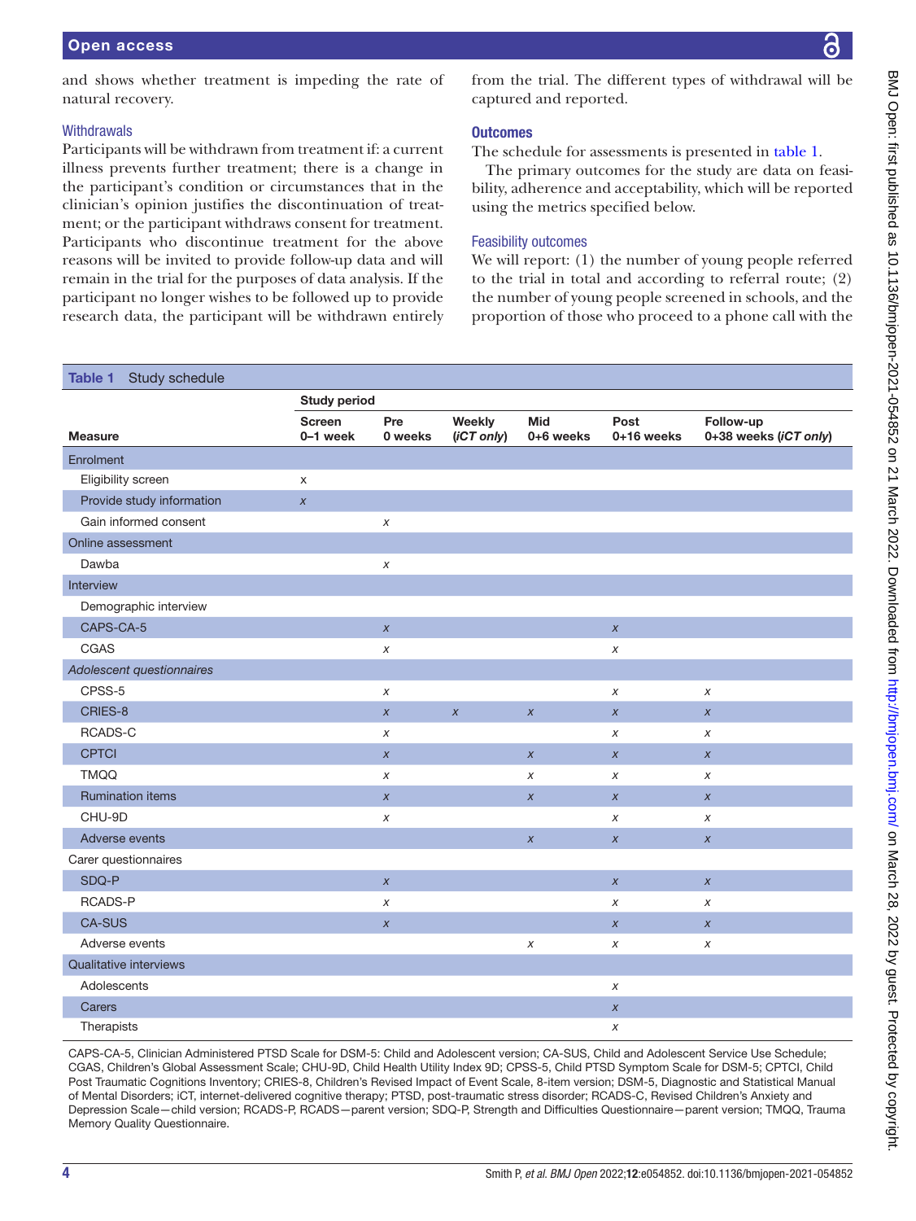and shows whether treatment is impeding the rate of natural recovery.

### Withdrawals

Participants will be withdrawn from treatment if: a current illness prevents further treatment; there is a change in the participant's condition or circumstances that in the clinician's opinion justifies the discontinuation of treatment; or the participant withdraws consent for treatment. Participants who discontinue treatment for the above reasons will be invited to provide follow-up data and will remain in the trial for the purposes of data analysis. If the participant no longer wishes to be followed up to provide research data, the participant will be withdrawn entirely from the trial. The different types of withdrawal will be captured and reported.

## Outcomes

The schedule for assessments is presented in table 1.

The primary outcomes for the study are data on feasibility, adherence and acceptability, which will be reported using the metrics specified below.

### Feasibility outcomes

We will report: (1) the number of young people referred to the trial in total and according to referral route; (2) the number of young people screened in schools, and the proportion of those who proceed to a phone call with the

**Table 1** Study schedule

| | Study period | | | | | |
|---|---|---|---|---|---|---|
| **Measure** | **Screen 0–1 week** | **Pre 0 weeks** | **Weekly (*iCT only*)** | **Mid 0+6 weeks** | **Post 0+16 weeks** | **Follow-up 0+38 weeks (*iCT only*)** |
| Enrolment | | | | | | |
| Eligibility screen | x | | | | | |
| Provide study information | *x* | | | | | |
| Gain informed consent | | *x* | | | | |
| Online assessment | | | | | | |
| Dawba | | *x* | | | | |
| Interview | | | | | | |
| Demographic interview | | | | | | |
| CAPS-CA-5 | | *x* | | | *x* | |
| CGAS | | *x* | | | *x* | |
| *Adolescent questionnaires* | | | | | | |
| CPSS-5 | | *x* | | | *x* | *x* |
| CRIES-8 | | *x* | *x* | *x* | *x* | *x* |
| RCADS-C | | *x* | | | *x* | *x* |
| CPTCI | | *x* | | *x* | *x* | *x* |
| TMQQ | | *x* | | *x* | *x* | *x* |
| Rumination items | | *x* | | *x* | *x* | *x* |
| CHU-9D | | *x* | | | *x* | *x* |
| Adverse events | | | | *x* | *x* | *x* |
| Carer questionnaires | | | | | | |
| SDQ-P | | *x* | | | *x* | *x* |
| RCADS-P | | *x* | | | *x* | *x* |
| CA-SUS | | *x* | | | *x* | *x* |
| Adverse events | | | | *x* | *x* | *x* |
| Qualitative interviews | | | | | | |
| Adolescents | | | | | *x* | |
| Carers | | | | | *x* | |
| Therapists | | | | | *x* | |

CAPS-CA-5, Clinician Administered PTSD Scale for DSM-5: Child and Adolescent version; CA-SUS, Child and Adolescent Service Use Schedule; CGAS, Children's Global Assessment Scale; CHU-9D, Child Health Utility Index 9D; CPSS-5, Child PTSD Symptom Scale for DSM-5; CPTCI, Child Post Traumatic Cognitions Inventory; CRIES-8, Children's Revised Impact of Event Scale, 8-item version; DSM-5, Diagnostic and Statistical Manual of Mental Disorders; iCT, internet-delivered cognitive therapy; PTSD, post-traumatic stress disorder; RCADS-C, Revised Children's Anxiety and Depression Scale—child version; RCADS-P, RCADS—parent version; SDQ-P, Strength and Difficulties Questionnaire—parent version; TMQQ, Trauma Memory Quality Questionnaire.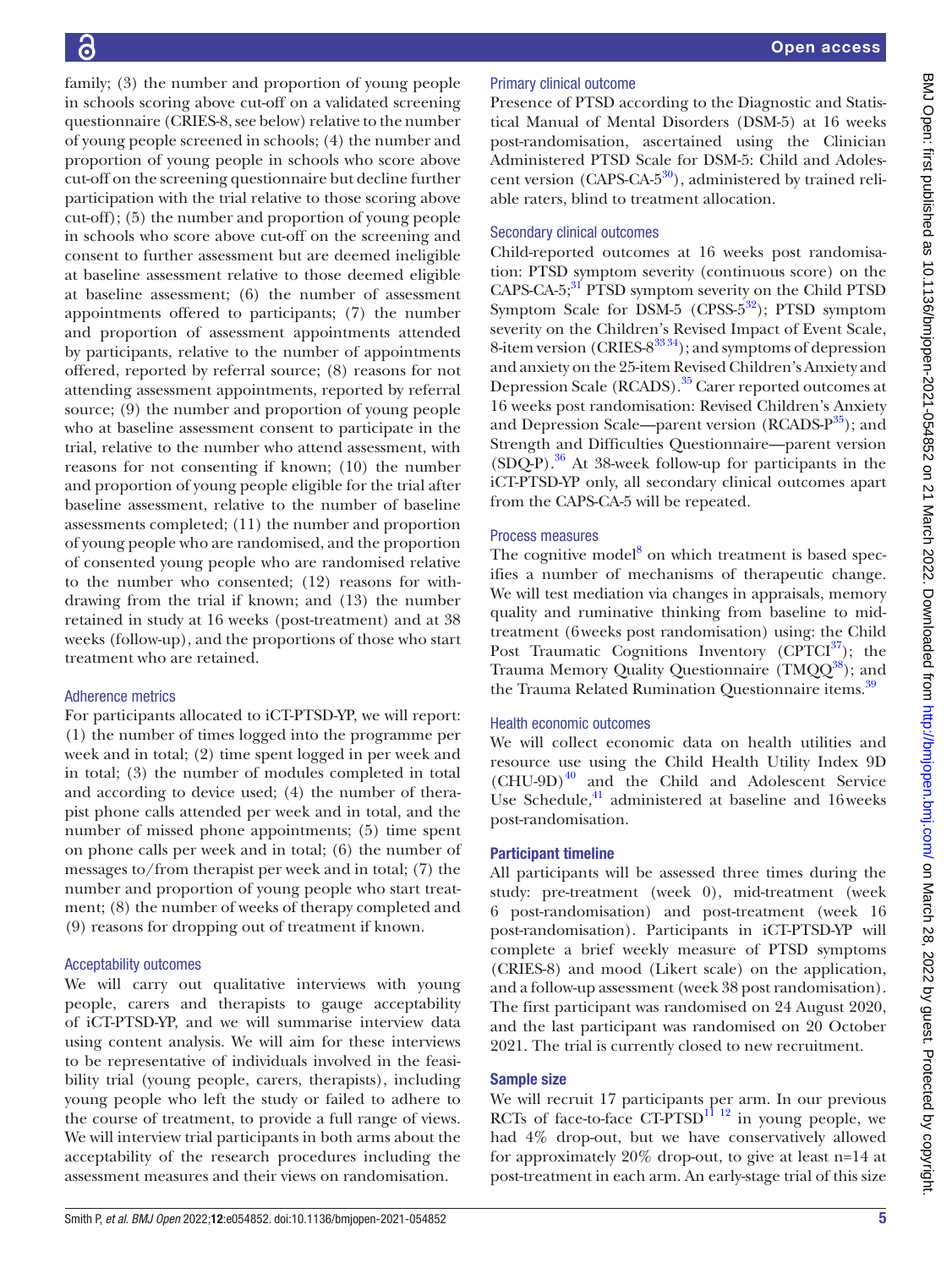family; (3) the number and proportion of young people in schools scoring above cut-off on a validated screening questionnaire (CRIES-8, see below) relative to the number of young people screened in schools; (4) the number and proportion of young people in schools who score above cut-off on the screening questionnaire but decline further participation with the trial relative to those scoring above cut-off); (5) the number and proportion of young people in schools who score above cut-off on the screening and consent to further assessment but are deemed ineligible at baseline assessment relative to those deemed eligible at baseline assessment; (6) the number of assessment appointments offered to participants; (7) the number and proportion of assessment appointments attended by participants, relative to the number of appointments offered, reported by referral source; (8) reasons for not attending assessment appointments, reported by referral source; (9) the number and proportion of young people who at baseline assessment consent to participate in the trial, relative to the number who attend assessment, with reasons for not consenting if known; (10) the number and proportion of young people eligible for the trial after baseline assessment, relative to the number of baseline assessments completed; (11) the number and proportion of young people who are randomised, and the proportion of consented young people who are randomised relative to the number who consented; (12) reasons for withdrawing from the trial if known; and (13) the number retained in study at 16 weeks (post-treatment) and at 38 weeks (follow-up), and the proportions of those who start treatment who are retained.

### Adherence metrics

For participants allocated to iCT-PTSD-YP, we will report: (1) the number of times logged into the programme per week and in total; (2) time spent logged in per week and in total; (3) the number of modules completed in total and according to device used; (4) the number of therapist phone calls attended per week and in total, and the number of missed phone appointments; (5) time spent on phone calls per week and in total; (6) the number of messages to/from therapist per week and in total; (7) the number and proportion of young people who start treatment; (8) the number of weeks of therapy completed and (9) reasons for dropping out of treatment if known.

### Acceptability outcomes

We will carry out qualitative interviews with young people, carers and therapists to gauge acceptability of iCT-PTSD-YP, and we will summarise interview data using content analysis. We will aim for these interviews to be representative of individuals involved in the feasibility trial (young people, carers, therapists), including young people who left the study or failed to adhere to the course of treatment, to provide a full range of views. We will interview trial participants in both arms about the acceptability of the research procedures including the assessment measures and their views on randomisation.

### Primary clinical outcome

Presence of PTSD according to the Diagnostic and Statistical Manual of Mental Disorders (DSM-5) at 16 weeks post-randomisation, ascertained using the Clinician Administered PTSD Scale for DSM-5: Child and Adolescent version (CAPS-CA-5[30]), administered by trained reliable raters, blind to treatment allocation.

### Secondary clinical outcomes

Child-reported outcomes at 16 weeks post randomisation: PTSD symptom severity (continuous score) on the CAPS-CA-5;[31] PTSD symptom severity on the Child PTSD Symptom Scale for DSM-5 (CPSS-5[32]); PTSD symptom severity on the Children's Revised Impact of Event Scale, 8-item version (CRIES-8[33,34]); and symptoms of depression and anxiety on the 25-item Revised Children's Anxiety and Depression Scale (RCADS).[35] Carer reported outcomes at 16 weeks post randomisation: Revised Children's Anxiety and Depression Scale—parent version (RCADS-P[35]); and Strength and Difficulties Questionnaire—parent version (SDQ-P).[36] At 38-week follow-up for participants in the iCT-PTSD-YP only, all secondary clinical outcomes apart from the CAPS-CA-5 will be repeated.

### Process measures

The cognitive model[8] on which treatment is based specifies a number of mechanisms of therapeutic change. We will test mediation via changes in appraisals, memory quality and ruminative thinking from baseline to mid-treatment (6 weeks post randomisation) using: the Child Post Traumatic Cognitions Inventory (CPTCI[37]); the Trauma Memory Quality Questionnaire (TMQQ[38]); and the Trauma Related Rumination Questionnaire items.[39]

### Health economic outcomes

We will collect economic data on health utilities and resource use using the Child Health Utility Index 9D (CHU-9D)[40] and the Child and Adolescent Service Use Schedule,[41] administered at baseline and 16 weeks post-randomisation.

## Participant timeline

All participants will be assessed three times during the study: pre-treatment (week 0), mid-treatment (week 6 post-randomisation) and post-treatment (week 16 post-randomisation). Participants in iCT-PTSD-YP will complete a brief weekly measure of PTSD symptoms (CRIES-8) and mood (Likert scale) on the application, and a follow-up assessment (week 38 post randomisation). The first participant was randomised on 24 August 2020, and the last participant was randomised on 20 October 2021. The trial is currently closed to new recruitment.

## Sample size

We will recruit 17 participants per arm. In our previous RCTs of face-to-face CT-PTSD[11,12] in young people, we had 4% drop-out, but we have conservatively allowed for approximately 20% drop-out, to give at least n=14 at post-treatment in each arm. An early-stage trial of this size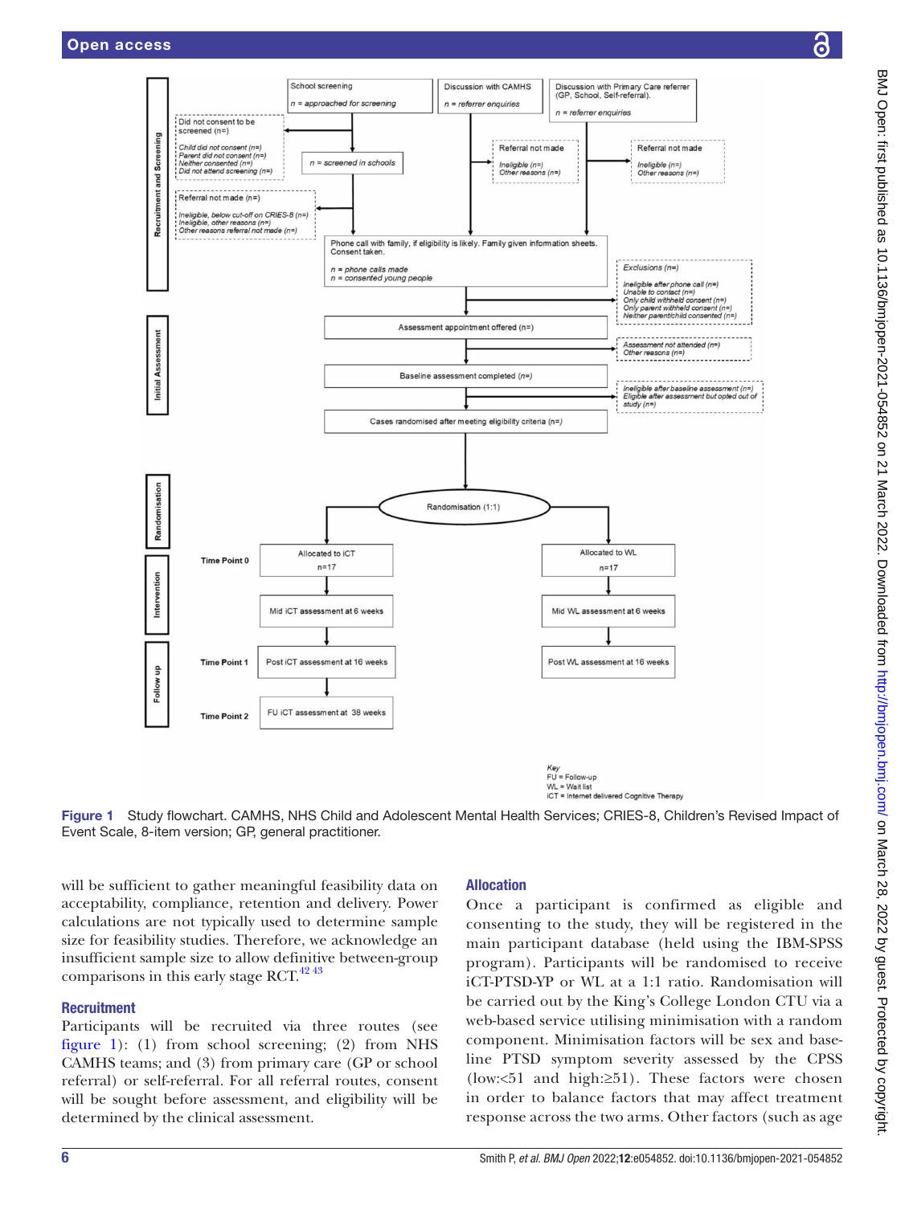Recruitment and Screening

School screening

n = approached for screening

Discussion with CAMHS

n = referrer enquiries

Discussion with Primary Care referrer (GP, School, Self-referral).

n = referrer enquiries

Did not consent to be screened (n=)

Child did not consent (n=)
Parent did not consent (n=)
Neither consented (n=)
Did not attend screening (n=)

n = screened in schools

Referral not made

Ineligible (n=)
Other reasons (n=)

Referral not made

Ineligible (n=)
Other reasons (n=)

Referral not made (n=)

Ineligible, below cut-off on CRIES-8 (n=)
Ineligible, other reasons (n=)
Other reasons referral not made (n=)

Phone call with family, if eligibility is likely. Family given information sheets. Consent taken.

n = phone calls made
n = consented young people

Exclusions (n=)

Ineligible after phone call (n=)
Unable to contact (n=)
Only child withheld consent (n=)
Only parent withheld consent (n=)
Neither parent/child consented (n=)

Initial Assessment

Assessment appointment offered (n=)

Assessment not attended (n=)
Other reasons (n=)

Baseline assessment completed (n=)

Ineligible after baseline assessment (n=)
Eligible after assessment but opted out of study (n=)

Cases randomised after meeting eligibility criteria (n=)

Randomisation

Randomisation (1:1)

Intervention

Time Point 0

Allocated to iCT
n=17

Allocated to WL
n=17

Mid iCT assessment at 6 weeks

Mid WL assessment at 6 weeks

Follow up

Time Point 1

Post iCT assessment at 16 weeks

Post WL assessment at 16 weeks

Time Point 2

FU iCT assessment at 38 weeks

Key
FU = Follow-up
WL = Wait list
iCT = Internet delivered Cognitive Therapy

**Figure 1** Study flowchart. CAMHS, NHS Child and Adolescent Mental Health Services; CRIES-8, Children's Revised Impact of Event Scale, 8-item version; GP, general practitioner.

will be sufficient to gather meaningful feasibility data on acceptability, compliance, retention and delivery. Power calculations are not typically used to determine sample size for feasibility studies. Therefore, we acknowledge an insufficient sample size to allow definitive between-group comparisons in this early stage RCT.[42,43]

### Recruitment

Participants will be recruited via three routes (see figure 1): (1) from school screening; (2) from NHS CAMHS teams; and (3) from primary care (GP or school referral) or self-referral. For all referral routes, consent will be sought before assessment, and eligibility will be determined by the clinical assessment.

### Allocation

Once a participant is confirmed as eligible and consenting to the study, they will be registered in the main participant database (held using the IBM-SPSS program). Participants will be randomised to receive iCT-PTSD-YP or WL at a 1:1 ratio. Randomisation will be carried out by the King's College London CTU via a web-based service utilising minimisation with a random component. Minimisation factors will be sex and baseline PTSD symptom severity assessed by the CPSS (low:<51 and high:≥51). These factors were chosen in order to balance factors that may affect treatment response across the two arms. Other factors (such as age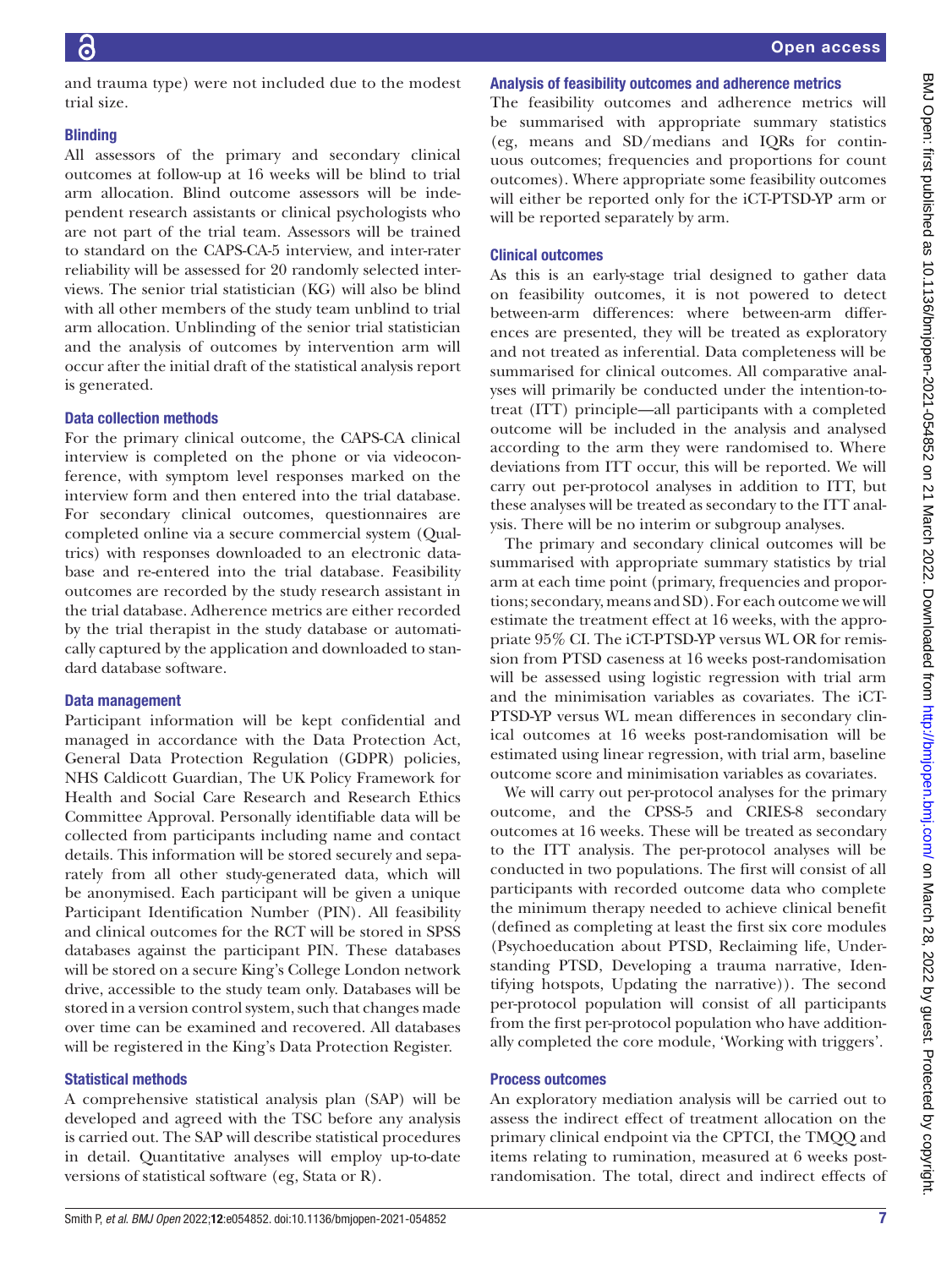and trauma type) were not included due to the modest trial size.

### Blinding

All assessors of the primary and secondary clinical outcomes at follow-up at 16 weeks will be blind to trial arm allocation. Blind outcome assessors will be independent research assistants or clinical psychologists who are not part of the trial team. Assessors will be trained to standard on the CAPS-CA-5 interview, and inter-rater reliability will be assessed for 20 randomly selected interviews. The senior trial statistician (KG) will also be blind with all other members of the study team unblind to trial arm allocation. Unblinding of the senior trial statistician and the analysis of outcomes by intervention arm will occur after the initial draft of the statistical analysis report is generated.

### Data collection methods

For the primary clinical outcome, the CAPS-CA clinical interview is completed on the phone or via videoconference, with symptom level responses marked on the interview form and then entered into the trial database. For secondary clinical outcomes, questionnaires are completed online via a secure commercial system (Qualtrics) with responses downloaded to an electronic database and re-entered into the trial database. Feasibility outcomes are recorded by the study research assistant in the trial database. Adherence metrics are either recorded by the trial therapist in the study database or automatically captured by the application and downloaded to standard database software.

### Data management

Participant information will be kept confidential and managed in accordance with the Data Protection Act, General Data Protection Regulation (GDPR) policies, NHS Caldicott Guardian, The UK Policy Framework for Health and Social Care Research and Research Ethics Committee Approval. Personally identifiable data will be collected from participants including name and contact details. This information will be stored securely and separately from all other study-generated data, which will be anonymised. Each participant will be given a unique Participant Identification Number (PIN). All feasibility and clinical outcomes for the RCT will be stored in SPSS databases against the participant PIN. These databases will be stored on a secure King's College London network drive, accessible to the study team only. Databases will be stored in a version control system, such that changes made over time can be examined and recovered. All databases will be registered in the King's Data Protection Register.

### Statistical methods

A comprehensive statistical analysis plan (SAP) will be developed and agreed with the TSC before any analysis is carried out. The SAP will describe statistical procedures in detail. Quantitative analyses will employ up-to-date versions of statistical software (eg, Stata or R).

### Analysis of feasibility outcomes and adherence metrics

The feasibility outcomes and adherence metrics will be summarised with appropriate summary statistics (eg, means and SD/medians and IQRs for continuous outcomes; frequencies and proportions for count outcomes). Where appropriate some feasibility outcomes will either be reported only for the iCT-PTSD-YP arm or will be reported separately by arm.

### Clinical outcomes

As this is an early-stage trial designed to gather data on feasibility outcomes, it is not powered to detect between-arm differences: where between-arm differences are presented, they will be treated as exploratory and not treated as inferential. Data completeness will be summarised for clinical outcomes. All comparative analyses will primarily be conducted under the intention-to-treat (ITT) principle—all participants with a completed outcome will be included in the analysis and analysed according to the arm they were randomised to. Where deviations from ITT occur, this will be reported. We will carry out per-protocol analyses in addition to ITT, but these analyses will be treated as secondary to the ITT analysis. There will be no interim or subgroup analyses.

The primary and secondary clinical outcomes will be summarised with appropriate summary statistics by trial arm at each time point (primary, frequencies and proportions; secondary, means and SD). For each outcome we will estimate the treatment effect at 16 weeks, with the appropriate 95% CI. The iCT-PTSD-YP versus WL OR for remission from PTSD caseness at 16 weeks post-randomisation will be assessed using logistic regression with trial arm and the minimisation variables as covariates. The iCT-PTSD-YP versus WL mean differences in secondary clinical outcomes at 16 weeks post-randomisation will be estimated using linear regression, with trial arm, baseline outcome score and minimisation variables as covariates.

We will carry out per-protocol analyses for the primary outcome, and the CPSS-5 and CRIES-8 secondary outcomes at 16 weeks. These will be treated as secondary to the ITT analysis. The per-protocol analyses will be conducted in two populations. The first will consist of all participants with recorded outcome data who complete the minimum therapy needed to achieve clinical benefit (defined as completing at least the first six core modules (Psychoeducation about PTSD, Reclaiming life, Understanding PTSD, Developing a trauma narrative, Identifying hotspots, Updating the narrative)). The second per-protocol population will consist of all participants from the first per-protocol population who have additionally completed the core module, 'Working with triggers'.

### Process outcomes

An exploratory mediation analysis will be carried out to assess the indirect effect of treatment allocation on the primary clinical endpoint via the CPTCI, the TMQQ and items relating to rumination, measured at 6 weeks post-randomisation. The total, direct and indirect effects of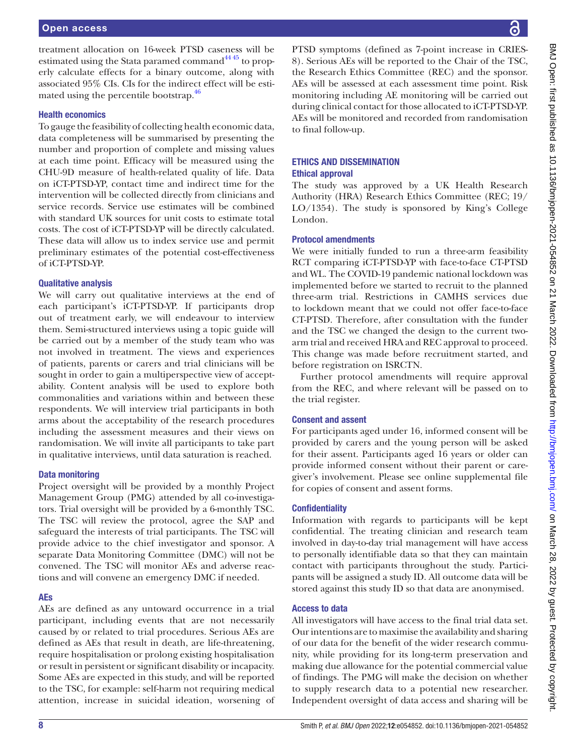treatment allocation on 16-week PTSD caseness will be estimated using the Stata paramed command[44 45] to properly calculate effects for a binary outcome, along with associated 95% CIs. CIs for the indirect effect will be estimated using the percentile bootstrap.[46]

### Health economics

To gauge the feasibility of collecting health economic data, data completeness will be summarised by presenting the number and proportion of complete and missing values at each time point. Efficacy will be measured using the CHU-9D measure of health-related quality of life. Data on iCT-PTSD-YP, contact time and indirect time for the intervention will be collected directly from clinicians and service records. Service use estimates will be combined with standard UK sources for unit costs to estimate total costs. The cost of iCT-PTSD-YP will be directly calculated. These data will allow us to index service use and permit preliminary estimates of the potential cost-effectiveness of iCT-PTSD-YP.

### Qualitative analysis

We will carry out qualitative interviews at the end of each participant's iCT-PTSD-YP. If participants drop out of treatment early, we will endeavour to interview them. Semi-structured interviews using a topic guide will be carried out by a member of the study team who was not involved in treatment. The views and experiences of patients, parents or carers and trial clinicians will be sought in order to gain a multiperspective view of acceptability. Content analysis will be used to explore both commonalities and variations within and between these respondents. We will interview trial participants in both arms about the acceptability of the research procedures including the assessment measures and their views on randomisation. We will invite all participants to take part in qualitative interviews, until data saturation is reached.

### Data monitoring

Project oversight will be provided by a monthly Project Management Group (PMG) attended by all co-investigators. Trial oversight will be provided by a 6-monthly TSC. The TSC will review the protocol, agree the SAP and safeguard the interests of trial participants. The TSC will provide advice to the chief investigator and sponsor. A separate Data Monitoring Committee (DMC) will not be convened. The TSC will monitor AEs and adverse reactions and will convene an emergency DMC if needed.

### AEs

AEs are defined as any untoward occurrence in a trial participant, including events that are not necessarily caused by or related to trial procedures. Serious AEs are defined as AEs that result in death, are life-threatening, require hospitalisation or prolong existing hospitalisation or result in persistent or significant disability or incapacity. Some AEs are expected in this study, and will be reported to the TSC, for example: self-harm not requiring medical attention, increase in suicidal ideation, worsening of PTSD symptoms (defined as 7-point increase in CRIES-8). Serious AEs will be reported to the Chair of the TSC, the Research Ethics Committee (REC) and the sponsor. AEs will be assessed at each assessment time point. Risk monitoring including AE monitoring will be carried out during clinical contact for those allocated to iCT-PTSD-YP. AEs will be monitored and recorded from randomisation to final follow-up.

## ETHICS AND DISSEMINATION

### Ethical approval

The study was approved by a UK Health Research Authority (HRA) Research Ethics Committee (REC; 19/LO/1354). The study is sponsored by King's College London.

### Protocol amendments

We were initially funded to run a three-arm feasibility RCT comparing iCT-PTSD-YP with face-to-face CT-PTSD and WL. The COVID-19 pandemic national lockdown was implemented before we started to recruit to the planned three-arm trial. Restrictions in CAMHS services due to lockdown meant that we could not offer face-to-face CT-PTSD. Therefore, after consultation with the funder and the TSC we changed the design to the current two-arm trial and received HRA and REC approval to proceed. This change was made before recruitment started, and before registration on ISRCTN.

Further protocol amendments will require approval from the REC, and where relevant will be passed on to the trial register.

### Consent and assent

For participants aged under 16, informed consent will be provided by carers and the young person will be asked for their assent. Participants aged 16 years or older can provide informed consent without their parent or caregiver's involvement. Please see online supplemental file for copies of consent and assent forms.

### Confidentiality

Information with regards to participants will be kept confidential. The treating clinician and research team involved in day-to-day trial management will have access to personally identifiable data so that they can maintain contact with participants throughout the study. Participants will be assigned a study ID. All outcome data will be stored against this study ID so that data are anonymised.

### Access to data

All investigators will have access to the final trial data set. Our intentions are to maximise the availability and sharing of our data for the benefit of the wider research community, while providing for its long-term preservation and making due allowance for the potential commercial value of findings. The PMG will make the decision on whether to supply research data to a potential new researcher. Independent oversight of data access and sharing will be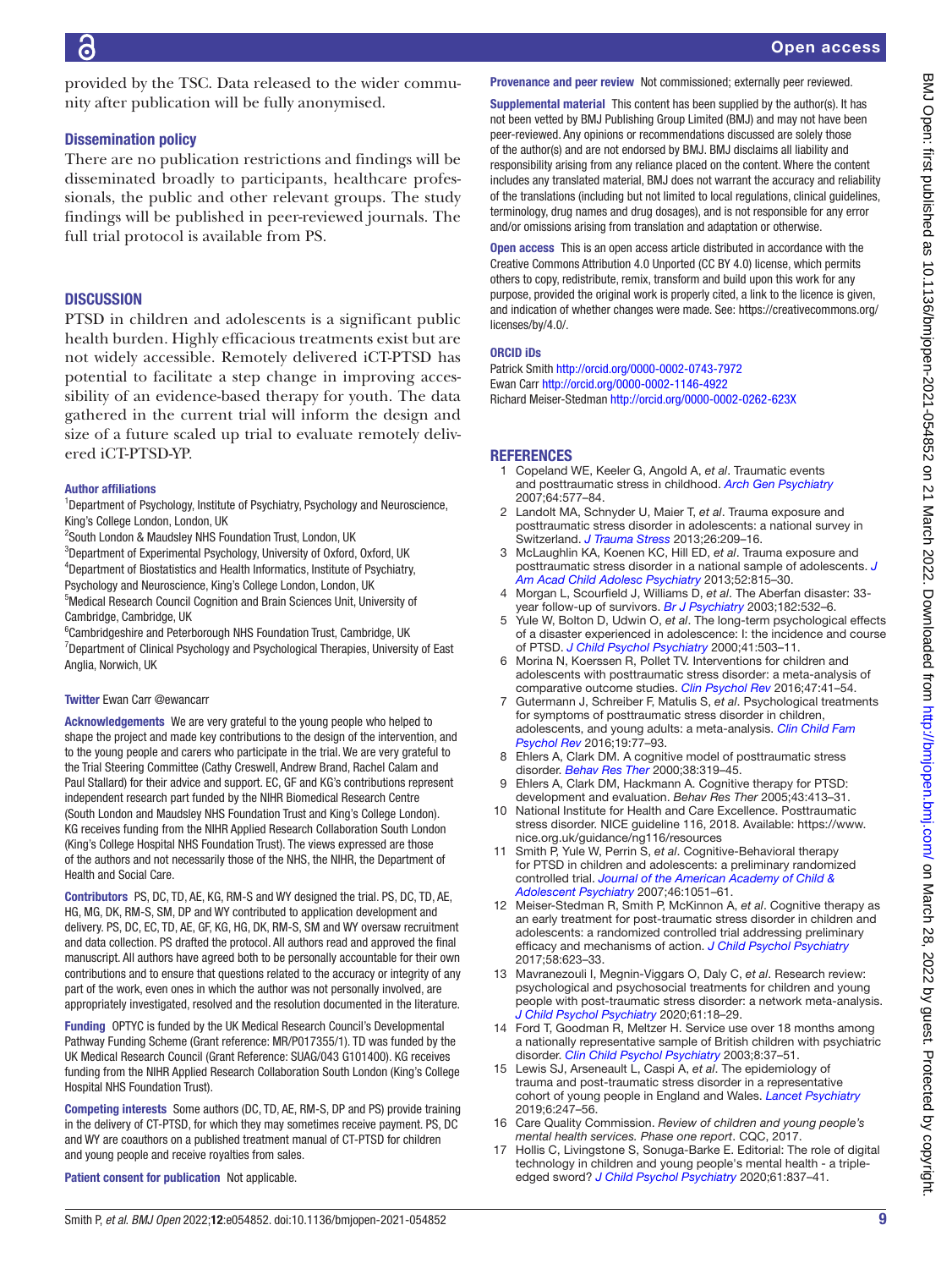provided by the TSC. Data released to the wider community after publication will be fully anonymised.

### Dissemination policy

There are no publication restrictions and findings will be disseminated broadly to participants, healthcare professionals, the public and other relevant groups. The study findings will be published in peer-reviewed journals. The full trial protocol is available from PS.

## DISCUSSION

PTSD in children and adolescents is a significant public health burden. Highly efficacious treatments exist but are not widely accessible. Remotely delivered iCT-PTSD has potential to facilitate a step change in improving accessibility of an evidence-based therapy for youth. The data gathered in the current trial will inform the design and size of a future scaled up trial to evaluate remotely delivered iCT-PTSD-YP.

**Author affiliations**

[1]Department of Psychology, Institute of Psychiatry, Psychology and Neuroscience, King's College London, London, UK
[2]South London & Maudsley NHS Foundation Trust, London, UK
[3]Department of Experimental Psychology, University of Oxford, Oxford, UK
[4]Department of Biostatistics and Health Informatics, Institute of Psychiatry, Psychology and Neuroscience, King's College London, London, UK
[5]Medical Research Council Cognition and Brain Sciences Unit, University of Cambridge, Cambridge, UK
[6]Cambridgeshire and Peterborough NHS Foundation Trust, Cambridge, UK
[7]Department of Clinical Psychology and Psychological Therapies, University of East Anglia, Norwich, UK

**Twitter** Ewan Carr @ewancarr

**Acknowledgements** We are very grateful to the young people who helped to shape the project and made key contributions to the design of the intervention, and to the young people and carers who participate in the trial. We are very grateful to the Trial Steering Committee (Cathy Creswell, Andrew Brand, Rachel Calam and Paul Stallard) for their advice and support. EC, GF and KG's contributions represent independent research part funded by the NIHR Biomedical Research Centre (South London and Maudsley NHS Foundation Trust and King's College London). KG receives funding from the NIHR Applied Research Collaboration South London (King's College Hospital NHS Foundation Trust). The views expressed are those of the authors and not necessarily those of the NHS, the NIHR, the Department of Health and Social Care.

**Contributors** PS, DC, TD, AE, KG, RM-S and WY designed the trial. PS, DC, TD, AE, HG, MG, DK, RM-S, SM, DP and WY contributed to application development and delivery. PS, DC, EC, TD, AE, GF, KG, HG, DK, RM-S, SM and WY oversaw recruitment and data collection. PS drafted the protocol. All authors read and approved the final manuscript. All authors have agreed both to be personally accountable for their own contributions and to ensure that questions related to the accuracy or integrity of any part of the work, even ones in which the author was not personally involved, are appropriately investigated, resolved and the resolution documented in the literature.

**Funding** OPTYC is funded by the UK Medical Research Council's Developmental Pathway Funding Scheme (Grant reference: MR/P017355/1). TD was funded by the UK Medical Research Council (Grant Reference: SUAG/043 G101400). KG receives funding from the NIHR Applied Research Collaboration South London (King's College Hospital NHS Foundation Trust).

**Competing interests** Some authors (DC, TD, AE, RM-S, DP and PS) provide training in the delivery of CT-PTSD, for which they may sometimes receive payment. PS, DC and WY are coauthors on a published treatment manual of CT-PTSD for children and young people and receive royalties from sales.

**Patient consent for publication** Not applicable.

**Provenance and peer review** Not commissioned; externally peer reviewed.

**Supplemental material** This content has been supplied by the author(s). It has not been vetted by BMJ Publishing Group Limited (BMJ) and may not have been peer-reviewed. Any opinions or recommendations discussed are solely those of the author(s) and are not endorsed by BMJ. BMJ disclaims all liability and responsibility arising from any reliance placed on the content. Where the content includes any translated material, BMJ does not warrant the accuracy and reliability of the translations (including but not limited to local regulations, clinical guidelines, terminology, drug names and drug dosages), and is not responsible for any error and/or omissions arising from translation and adaptation or otherwise.

**Open access** This is an open access article distributed in accordance with the Creative Commons Attribution 4.0 Unported (CC BY 4.0) license, which permits others to copy, redistribute, remix, transform and build upon this work for any purpose, provided the original work is properly cited, a link to the licence is given, and indication of whether changes were made. See: https://creativecommons.org/licenses/by/4.0/.

**ORCID iDs**

Patrick Smith http://orcid.org/0000-0002-0743-7972
Ewan Carr http://orcid.org/0000-0002-1146-4922
Richard Meiser-Stedman http://orcid.org/0000-0002-0262-623X

## REFERENCES

1. Copeland WE, Keeler G, Angold A, *et al*. Traumatic events and posttraumatic stress in childhood. *Arch Gen Psychiatry* 2007;64:577–84.
2. Landolt MA, Schnyder U, Maier T, *et al*. Trauma exposure and posttraumatic stress disorder in adolescents: a national survey in Switzerland. *J Trauma Stress* 2013;26:209–16.
3. McLaughlin KA, Koenen KC, Hill ED, *et al*. Trauma exposure and posttraumatic stress disorder in a national sample of adolescents. *J Am Acad Child Adolesc Psychiatry* 2013;52:815–30.
4. Morgan L, Scourfield J, Williams D, *et al*. The Aberfan disaster: 33-year follow-up of survivors. *Br J Psychiatry* 2003;182:532–6.
5. Yule W, Bolton D, Udwin O, *et al*. The long-term psychological effects of a disaster experienced in adolescence: I: the incidence and course of PTSD. *J Child Psychol Psychiatry* 2000;41:503–11.
6. Morina N, Koerssen R, Pollet TV. Interventions for children and adolescents with posttraumatic stress disorder: a meta-analysis of comparative outcome studies. *Clin Psychol Rev* 2016;47:41–54.
7. Gutermann J, Schreiber F, Matulis S, *et al*. Psychological treatments for symptoms of posttraumatic stress disorder in children, adolescents, and young adults: a meta-analysis. *Clin Child Fam Psychol Rev* 2016;19:77–93.
8. Ehlers A, Clark DM. A cognitive model of posttraumatic stress disorder. *Behav Res Ther* 2000;38:319–45.
9. Ehlers A, Clark DM, Hackmann A. Cognitive therapy for PTSD: development and evaluation. *Behav Res Ther* 2005;43:413–31.
10. National Institute for Health and Care Excellence. Posttraumatic stress disorder. NICE guideline 116, 2018. Available: https://www.nice.org.uk/guidance/ng116/resources
11. Smith P, Yule W, Perrin S, *et al*. Cognitive-Behavioral therapy for PTSD in children and adolescents: a preliminary randomized controlled trial. *Journal of the American Academy of Child & Adolescent Psychiatry* 2007;46:1051–61.
12. Meiser-Stedman R, Smith P, McKinnon A, *et al*. Cognitive therapy as an early treatment for post-traumatic stress disorder in children and adolescents: a randomized controlled trial addressing preliminary efficacy and mechanisms of action. *J Child Psychol Psychiatry* 2017;58:623–33.
13. Mavranezouli I, Megnin-Viggars O, Daly C, *et al*. Research review: psychological and psychosocial treatments for children and young people with post-traumatic stress disorder: a network meta-analysis. *J Child Psychol Psychiatry* 2020;61:18–29.
14. Ford T, Goodman R, Meltzer H. Service use over 18 months among a nationally representative sample of British children with psychiatric disorder. *Clin Child Psychol Psychiatry* 2003;8:37–51.
15. Lewis SJ, Arseneault L, Caspi A, *et al*. The epidemiology of trauma and post-traumatic stress disorder in a representative cohort of young people in England and Wales. *Lancet Psychiatry* 2019;6:247–56.
16. Care Quality Commission. *Review of children and young people's mental health services. Phase one report*. CQC, 2017.
17. Hollis C, Livingstone S, Sonuga-Barke E. Editorial: The role of digital technology in children and young people's mental health - a triple-edged sword? *J Child Psychol Psychiatry* 2020;61:837–41.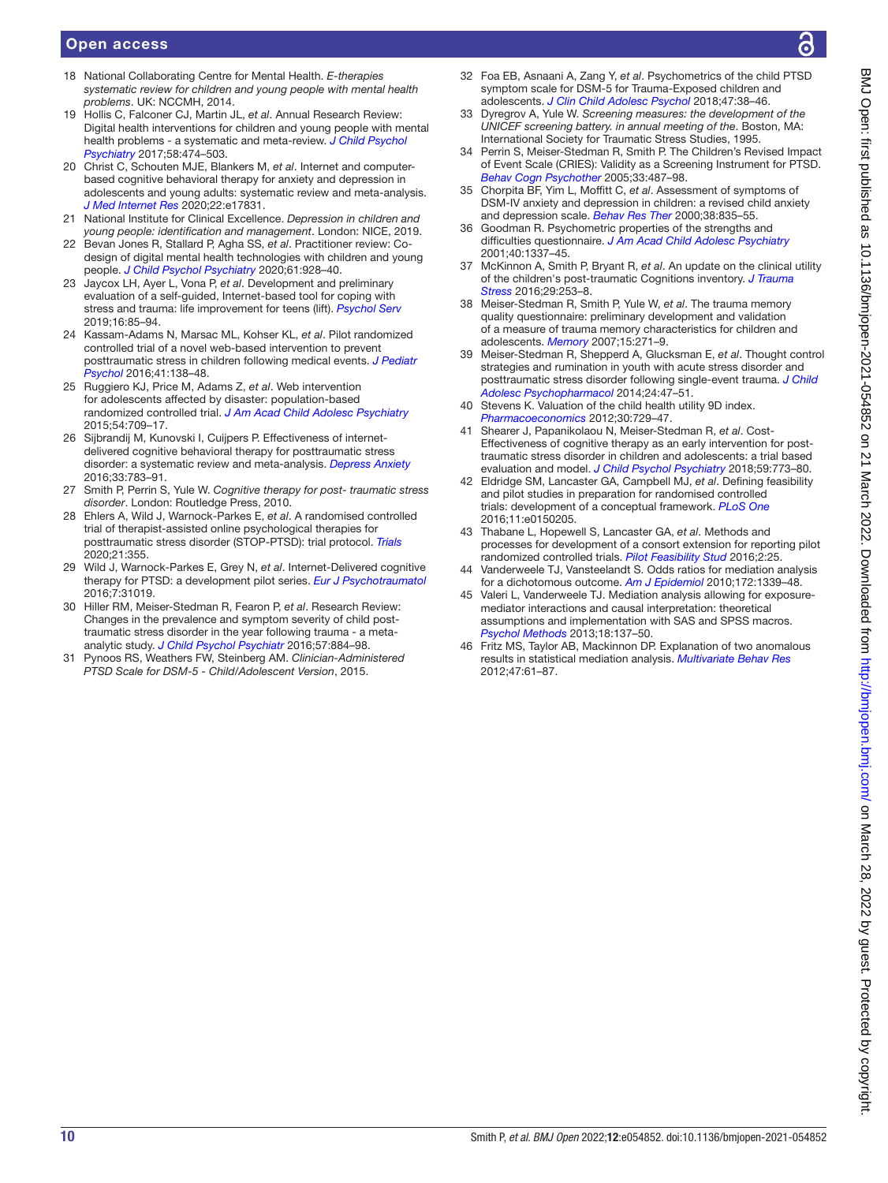18 National Collaborating Centre for Mental Health. *E-therapies systematic review for children and young people with mental health problems*. UK: NCCMH, 2014.
19 Hollis C, Falconer CJ, Martin JL, *et al*. Annual Research Review: Digital health interventions for children and young people with mental health problems - a systematic and meta-review. *J Child Psychol Psychiatry* 2017;58:474–503.
20 Christ C, Schouten MJE, Blankers M, *et al*. Internet and computer-based cognitive behavioral therapy for anxiety and depression in adolescents and young adults: systematic review and meta-analysis. *J Med Internet Res* 2020;22:e17831.
21 National Institute for Clinical Excellence. *Depression in children and young people: identification and management*. London: NICE, 2019.
22 Bevan Jones R, Stallard P, Agha SS, *et al*. Practitioner review: Co-design of digital mental health technologies with children and young people. *J Child Psychol Psychiatry* 2020;61:928–40.
23 Jaycox LH, Ayer L, Vona P, *et al*. Development and preliminary evaluation of a self-guided, Internet-based tool for coping with stress and trauma: life improvement for teens (lift). *Psychol Serv* 2019;16:85–94.
24 Kassam-Adams N, Marsac ML, Kohser KL, *et al*. Pilot randomized controlled trial of a novel web-based intervention to prevent posttraumatic stress in children following medical events. *J Pediatr Psychol* 2016;41:138–48.
25 Ruggiero KJ, Price M, Adams Z, *et al*. Web intervention for adolescents affected by disaster: population-based randomized controlled trial. *J Am Acad Child Adolesc Psychiatry* 2015;54:709–17.
26 Sijbrandij M, Kunovski I, Cuijpers P. Effectiveness of internet-delivered cognitive behavioral therapy for posttraumatic stress disorder: a systematic review and meta-analysis. *Depress Anxiety* 2016;33:783–91.
27 Smith P, Perrin S, Yule W. *Cognitive therapy for post- traumatic stress disorder*. London: Routledge Press, 2010.
28 Ehlers A, Wild J, Warnock-Parkes E, *et al*. A randomised controlled trial of therapist-assisted online psychological therapies for posttraumatic stress disorder (STOP-PTSD): trial protocol. *Trials* 2020;21:355.
29 Wild J, Warnock-Parkes E, Grey N, *et al*. Internet-Delivered cognitive therapy for PTSD: a development pilot series. *Eur J Psychotraumatol* 2016;7:31019.
30 Hiller RM, Meiser-Stedman R, Fearon P, *et al*. Research Review: Changes in the prevalence and symptom severity of child post-traumatic stress disorder in the year following trauma - a meta-analytic study. *J Child Psychol Psychiatr* 2016;57:884–98.
31 Pynoos RS, Weathers FW, Steinberg AM. *Clinician-Administered PTSD Scale for DSM-5 - Child/Adolescent Version*, 2015.
32 Foa EB, Asnaani A, Zang Y, *et al*. Psychometrics of the child PTSD symptom scale for DSM-5 for Trauma-Exposed children and adolescents. *J Clin Child Adolesc Psychol* 2018;47:38–46.
33 Dyregrov A, Yule W. *Screening measures: the development of the UNICEF screening battery. in annual meeting of the*. Boston, MA: International Society for Traumatic Stress Studies, 1995.
34 Perrin S, Meiser-Stedman R, Smith P. The Children's Revised Impact of Event Scale (CRIES): Validity as a Screening Instrument for PTSD. *Behav Cogn Psychother* 2005;33:487–98.
35 Chorpita BF, Yim L, Moffitt C, *et al*. Assessment of symptoms of DSM-IV anxiety and depression in children: a revised child anxiety and depression scale. *Behav Res Ther* 2000;38:835–55.
36 Goodman R. Psychometric properties of the strengths and difficulties questionnaire. *J Am Acad Child Adolesc Psychiatry* 2001;40:1337–45.
37 McKinnon A, Smith P, Bryant R, *et al*. An update on the clinical utility of the children's post-traumatic Cognitions inventory. *J Trauma Stress* 2016;29:253–8.
38 Meiser-Stedman R, Smith P, Yule W, *et al*. The trauma memory quality questionnaire: preliminary development and validation of a measure of trauma memory characteristics for children and adolescents. *Memory* 2007;15:271–9.
39 Meiser-Stedman R, Shepperd A, Glucksman E, *et al*. Thought control strategies and rumination in youth with acute stress disorder and posttraumatic stress disorder following single-event trauma. *J Child Adolesc Psychopharmacol* 2014;24:47–51.
40 Stevens K. Valuation of the child health utility 9D index. *Pharmacoeconomics* 2012;30:729–47.
41 Shearer J, Papanikolaou N, Meiser-Stedman R, *et al*. Cost-Effectiveness of cognitive therapy as an early intervention for post-traumatic stress disorder in children and adolescents: a trial based evaluation and model. *J Child Psychol Psychiatry* 2018;59:773–80.
42 Eldridge SM, Lancaster GA, Campbell MJ, *et al*. Defining feasibility and pilot studies in preparation for randomised controlled trials: development of a conceptual framework. *PLoS One* 2016;11:e0150205.
43 Thabane L, Hopewell S, Lancaster GA, *et al*. Methods and processes for development of a consort extension for reporting pilot randomized controlled trials. *Pilot Feasibility Stud* 2016;2:25.
44 Vanderweele TJ, Vansteelandt S. Odds ratios for mediation analysis for a dichotomous outcome. *Am J Epidemiol* 2010;172:1339–48.
45 Valeri L, Vanderweele TJ. Mediation analysis allowing for exposure-mediator interactions and causal interpretation: theoretical assumptions and implementation with SAS and SPSS macros. *Psychol Methods* 2013;18:137–50.
46 Fritz MS, Taylor AB, Mackinnon DP. Explanation of two anomalous results in statistical mediation analysis. *Multivariate Behav Res* 2012;47:61–87.